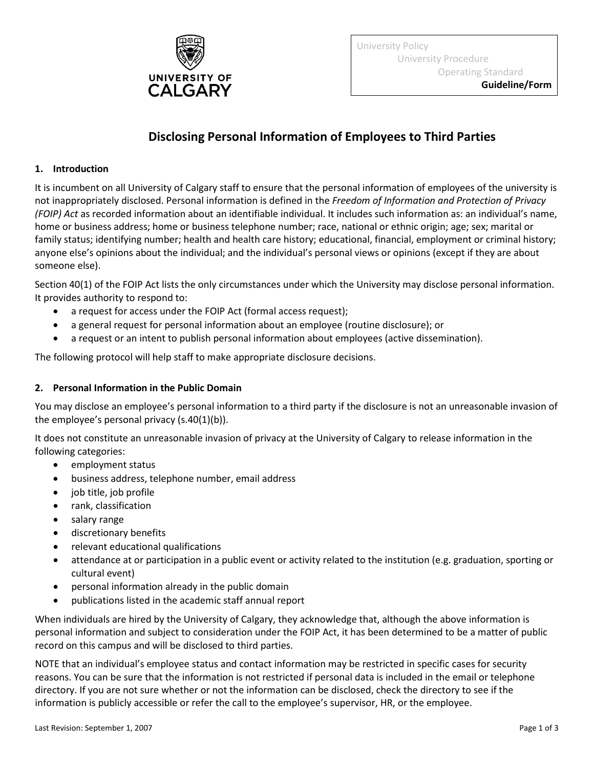University Policy
University Procedure
Operating Standard
**Guideline/Form**

# Disclosing Personal Information of Employees to Third Parties

## 1. Introduction

It is incumbent on all University of Calgary staff to ensure that the personal information of employees of the university is not inappropriately disclosed. Personal information is defined in the *Freedom of Information and Protection of Privacy (FOIP) Act* as recorded information about an identifiable individual. It includes such information as: an individual's name, home or business address; home or business telephone number; race, national or ethnic origin; age; sex; marital or family status; identifying number; health and health care history; educational, financial, employment or criminal history; anyone else's opinions about the individual; and the individual's personal views or opinions (except if they are about someone else).

Section 40(1) of the FOIP Act lists the only circumstances under which the University may disclose personal information. It provides authority to respond to:

- a request for access under the FOIP Act (formal access request);
- a general request for personal information about an employee (routine disclosure); or
- a request or an intent to publish personal information about employees (active dissemination).

The following protocol will help staff to make appropriate disclosure decisions.

## 2. Personal Information in the Public Domain

You may disclose an employee's personal information to a third party if the disclosure is not an unreasonable invasion of the employee's personal privacy (s.40(1)(b)).

It does not constitute an unreasonable invasion of privacy at the University of Calgary to release information in the following categories:

- employment status
- business address, telephone number, email address
- job title, job profile
- rank, classification
- salary range
- discretionary benefits
- relevant educational qualifications
- attendance at or participation in a public event or activity related to the institution (e.g. graduation, sporting or cultural event)
- personal information already in the public domain
- publications listed in the academic staff annual report

When individuals are hired by the University of Calgary, they acknowledge that, although the above information is personal information and subject to consideration under the FOIP Act, it has been determined to be a matter of public record on this campus and will be disclosed to third parties.

NOTE that an individual's employee status and contact information may be restricted in specific cases for security reasons. You can be sure that the information is not restricted if personal data is included in the email or telephone directory. If you are not sure whether or not the information can be disclosed, check the directory to see if the information is publicly accessible or refer the call to the employee's supervisor, HR, or the employee.

Last Revision: September 1, 2007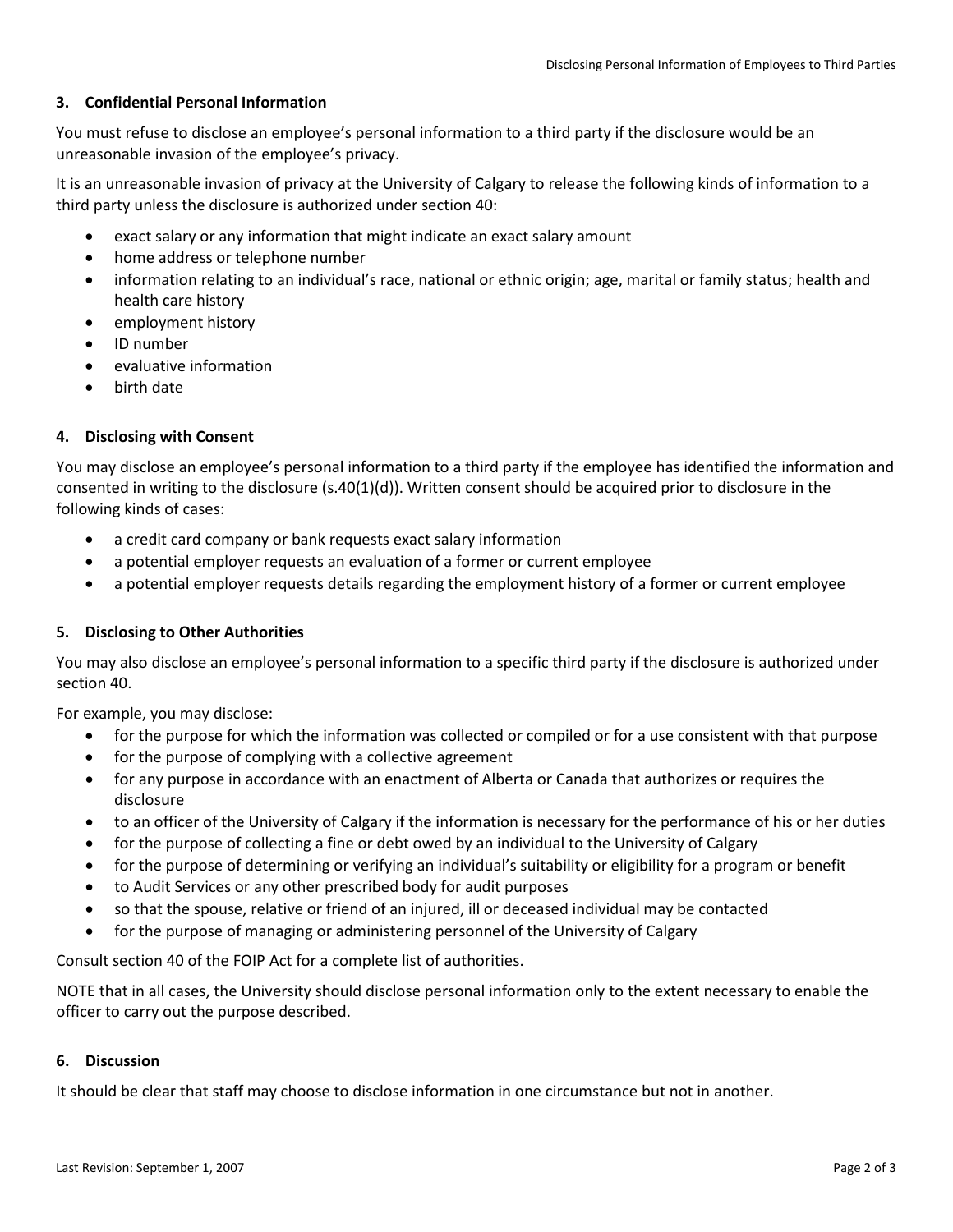### 3. Confidential Personal Information

You must refuse to disclose an employee's personal information to a third party if the disclosure would be an unreasonable invasion of the employee's privacy.

It is an unreasonable invasion of privacy at the University of Calgary to release the following kinds of information to a third party unless the disclosure is authorized under section 40:

- exact salary or any information that might indicate an exact salary amount
- home address or telephone number
- information relating to an individual's race, national or ethnic origin; age, marital or family status; health and health care history
- employment history
- ID number
- evaluative information
- birth date

### 4. Disclosing with Consent

You may disclose an employee's personal information to a third party if the employee has identified the information and consented in writing to the disclosure (s.40(1)(d)). Written consent should be acquired prior to disclosure in the following kinds of cases:

- a credit card company or bank requests exact salary information
- a potential employer requests an evaluation of a former or current employee
- a potential employer requests details regarding the employment history of a former or current employee

### 5. Disclosing to Other Authorities

You may also disclose an employee's personal information to a specific third party if the disclosure is authorized under section 40.

For example, you may disclose:

- for the purpose for which the information was collected or compiled or for a use consistent with that purpose
- for the purpose of complying with a collective agreement
- for any purpose in accordance with an enactment of Alberta or Canada that authorizes or requires the disclosure
- to an officer of the University of Calgary if the information is necessary for the performance of his or her duties
- for the purpose of collecting a fine or debt owed by an individual to the University of Calgary
- for the purpose of determining or verifying an individual's suitability or eligibility for a program or benefit
- to Audit Services or any other prescribed body for audit purposes
- so that the spouse, relative or friend of an injured, ill or deceased individual may be contacted
- for the purpose of managing or administering personnel of the University of Calgary

Consult section 40 of the FOIP Act for a complete list of authorities.

NOTE that in all cases, the University should disclose personal information only to the extent necessary to enable the officer to carry out the purpose described.

### 6. Discussion

It should be clear that staff may choose to disclose information in one circumstance but not in another.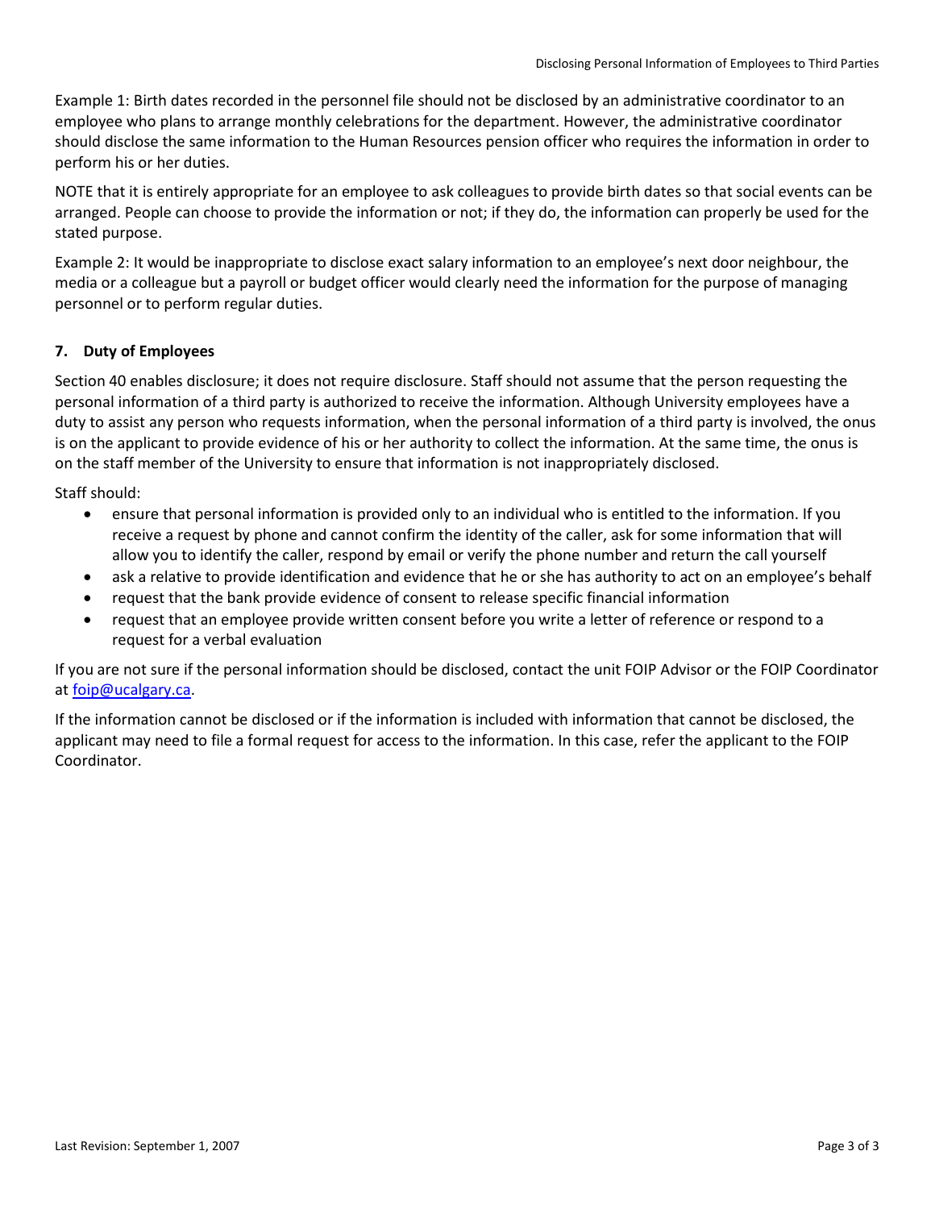Example 1: Birth dates recorded in the personnel file should not be disclosed by an administrative coordinator to an employee who plans to arrange monthly celebrations for the department. However, the administrative coordinator should disclose the same information to the Human Resources pension officer who requires the information in order to perform his or her duties.

NOTE that it is entirely appropriate for an employee to ask colleagues to provide birth dates so that social events can be arranged. People can choose to provide the information or not; if they do, the information can properly be used for the stated purpose.

Example 2: It would be inappropriate to disclose exact salary information to an employee's next door neighbour, the media or a colleague but a payroll or budget officer would clearly need the information for the purpose of managing personnel or to perform regular duties.

### 7. Duty of Employees

Section 40 enables disclosure; it does not require disclosure. Staff should not assume that the person requesting the personal information of a third party is authorized to receive the information. Although University employees have a duty to assist any person who requests information, when the personal information of a third party is involved, the onus is on the applicant to provide evidence of his or her authority to collect the information. At the same time, the onus is on the staff member of the University to ensure that information is not inappropriately disclosed.

Staff should:

- ensure that personal information is provided only to an individual who is entitled to the information. If you receive a request by phone and cannot confirm the identity of the caller, ask for some information that will allow you to identify the caller, respond by email or verify the phone number and return the call yourself
- ask a relative to provide identification and evidence that he or she has authority to act on an employee's behalf
- request that the bank provide evidence of consent to release specific financial information
- request that an employee provide written consent before you write a letter of reference or respond to a request for a verbal evaluation

If you are not sure if the personal information should be disclosed, contact the unit FOIP Advisor or the FOIP Coordinator at foip@ucalgary.ca.

If the information cannot be disclosed or if the information is included with information that cannot be disclosed, the applicant may need to file a formal request for access to the information. In this case, refer the applicant to the FOIP Coordinator.

Last Revision: September 1, 2007